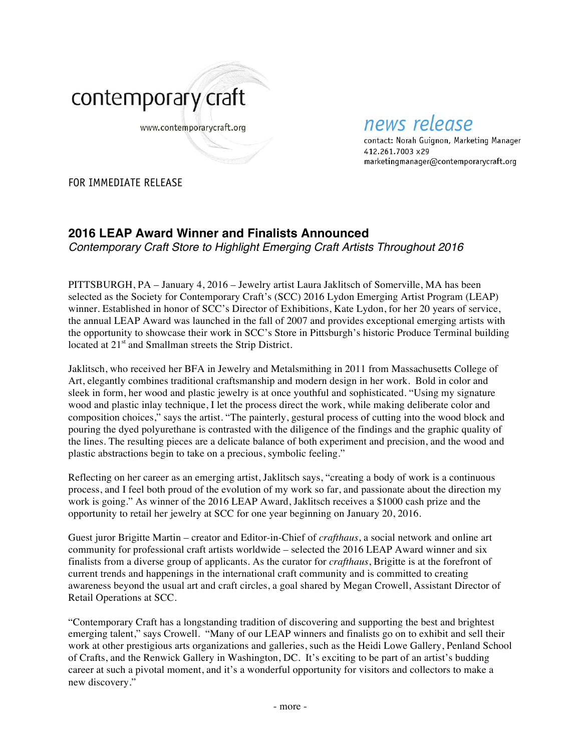contemporary craft

www.contemporarycraft.org

news release

contact: Norah Guignon, Marketing Manager
412.261.7003 x29
marketingmanager@contemporarycraft.org

FOR IMMEDIATE RELEASE

## 2016 LEAP Award Winner and Finalists Announced

*Contemporary Craft Store to Highlight Emerging Craft Artists Throughout 2016*

PITTSBURGH, PA – January 4, 2016 – Jewelry artist Laura Jaklitsch of Somerville, MA has been selected as the Society for Contemporary Craft's (SCC) 2016 Lydon Emerging Artist Program (LEAP) winner. Established in honor of SCC's Director of Exhibitions, Kate Lydon, for her 20 years of service, the annual LEAP Award was launched in the fall of 2007 and provides exceptional emerging artists with the opportunity to showcase their work in SCC's Store in Pittsburgh's historic Produce Terminal building located at 21st and Smallman streets the Strip District.

Jaklitsch, who received her BFA in Jewelry and Metalsmithing in 2011 from Massachusetts College of Art, elegantly combines traditional craftsmanship and modern design in her work. Bold in color and sleek in form, her wood and plastic jewelry is at once youthful and sophisticated. "Using my signature wood and plastic inlay technique, I let the process direct the work, while making deliberate color and composition choices," says the artist. "The painterly, gestural process of cutting into the wood block and pouring the dyed polyurethane is contrasted with the diligence of the findings and the graphic quality of the lines. The resulting pieces are a delicate balance of both experiment and precision, and the wood and plastic abstractions begin to take on a precious, symbolic feeling."

Reflecting on her career as an emerging artist, Jaklitsch says, "creating a body of work is a continuous process, and I feel both proud of the evolution of my work so far, and passionate about the direction my work is going." As winner of the 2016 LEAP Award, Jaklitsch receives a $1000 cash prize and the opportunity to retail her jewelry at SCC for one year beginning on January 20, 2016.

Guest juror Brigitte Martin – creator and Editor-in-Chief of *crafthaus*, a social network and online art community for professional craft artists worldwide – selected the 2016 LEAP Award winner and six finalists from a diverse group of applicants. As the curator for *crafthaus*, Brigitte is at the forefront of current trends and happenings in the international craft community and is committed to creating awareness beyond the usual art and craft circles, a goal shared by Megan Crowell, Assistant Director of Retail Operations at SCC.

"Contemporary Craft has a longstanding tradition of discovering and supporting the best and brightest emerging talent," says Crowell. "Many of our LEAP winners and finalists go on to exhibit and sell their work at other prestigious arts organizations and galleries, such as the Heidi Lowe Gallery, Penland School of Crafts, and the Renwick Gallery in Washington, DC. It's exciting to be part of an artist's budding career at such a pivotal moment, and it's a wonderful opportunity for visitors and collectors to make a new discovery."

- more -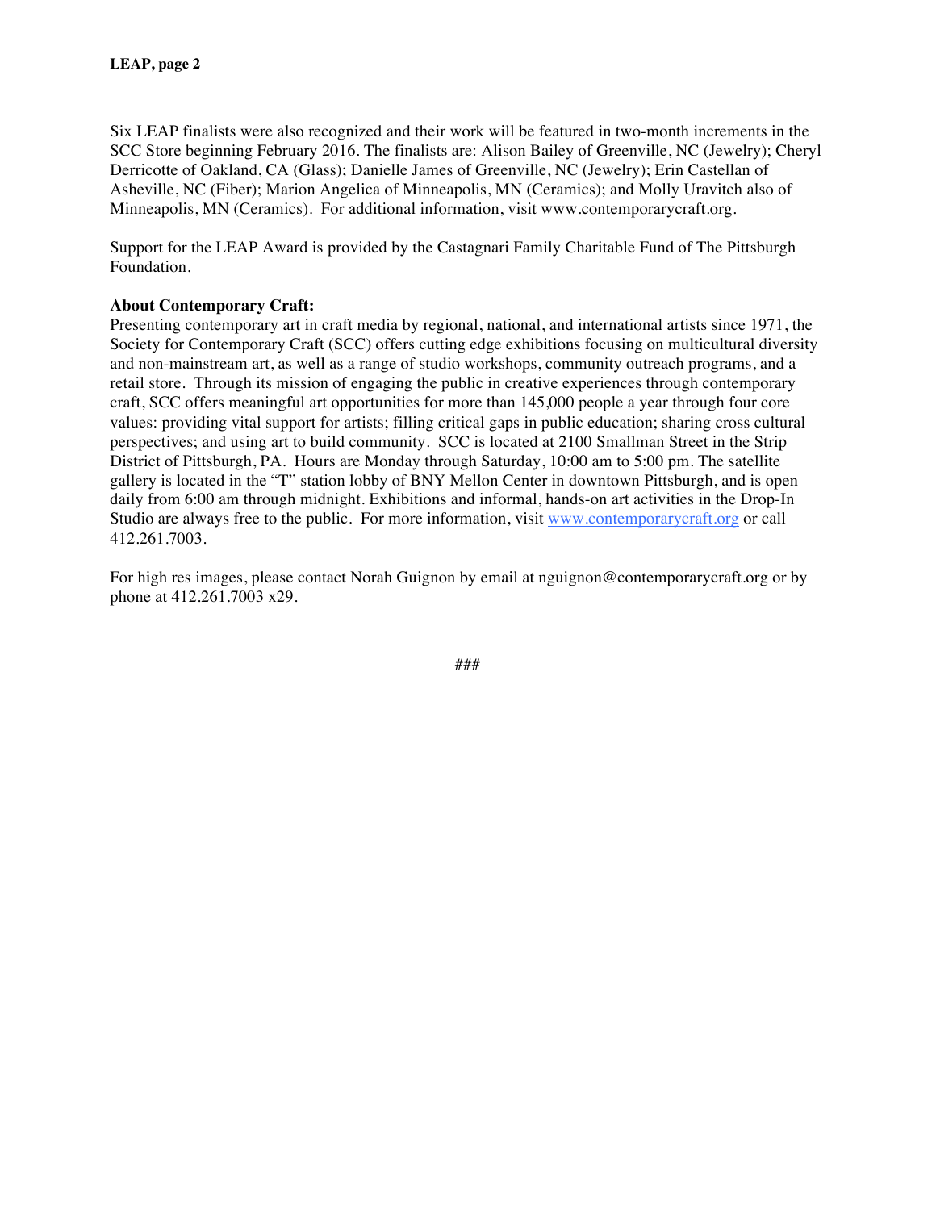Six LEAP finalists were also recognized and their work will be featured in two-month increments in the SCC Store beginning February 2016. The finalists are: Alison Bailey of Greenville, NC (Jewelry); Cheryl Derricotte of Oakland, CA (Glass); Danielle James of Greenville, NC (Jewelry); Erin Castellan of Asheville, NC (Fiber); Marion Angelica of Minneapolis, MN (Ceramics); and Molly Uravitch also of Minneapolis, MN (Ceramics). For additional information, visit www.contemporarycraft.org.

Support for the LEAP Award is provided by the Castagnari Family Charitable Fund of The Pittsburgh Foundation.

**About Contemporary Craft:**
Presenting contemporary art in craft media by regional, national, and international artists since 1971, the Society for Contemporary Craft (SCC) offers cutting edge exhibitions focusing on multicultural diversity and non-mainstream art, as well as a range of studio workshops, community outreach programs, and a retail store. Through its mission of engaging the public in creative experiences through contemporary craft, SCC offers meaningful art opportunities for more than 145,000 people a year through four core values: providing vital support for artists; filling critical gaps in public education; sharing cross cultural perspectives; and using art to build community. SCC is located at 2100 Smallman Street in the Strip District of Pittsburgh, PA. Hours are Monday through Saturday, 10:00 am to 5:00 pm. The satellite gallery is located in the "T" station lobby of BNY Mellon Center in downtown Pittsburgh, and is open daily from 6:00 am through midnight. Exhibitions and informal, hands-on art activities in the Drop-In Studio are always free to the public. For more information, visit [www.contemporarycraft.org](http://www.contemporarycraft.org) or call 412.261.7003.

For high res images, please contact Norah Guignon by email at nguignon@contemporarycraft.org or by phone at 412.261.7003 x29.

###